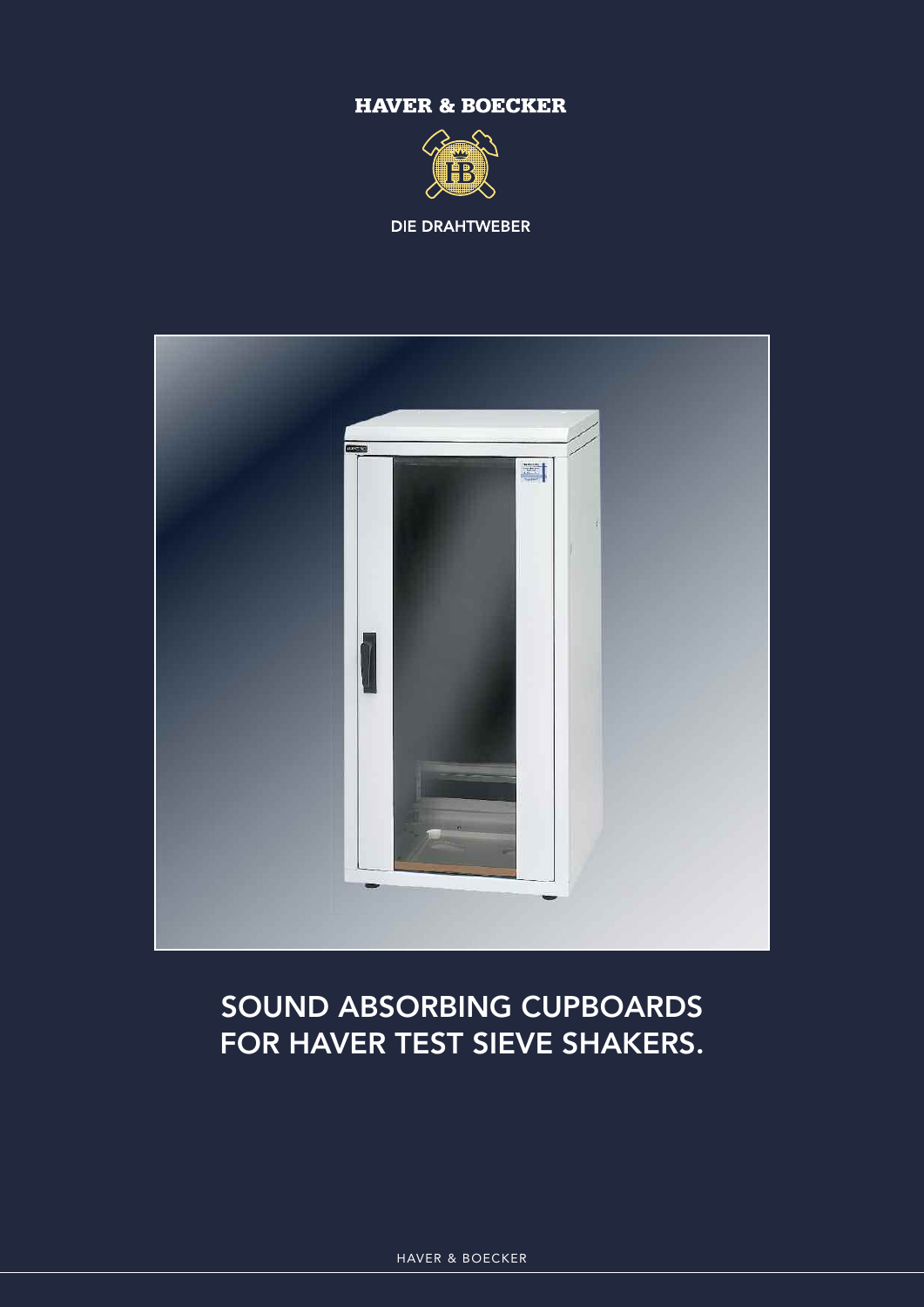HAVER & BOECKER

DIE DRAHTWEBER

# SOUND ABSORBING CUPBOARDS FOR HAVER TEST SIEVE SHAKERS.

HAVER & BOECKER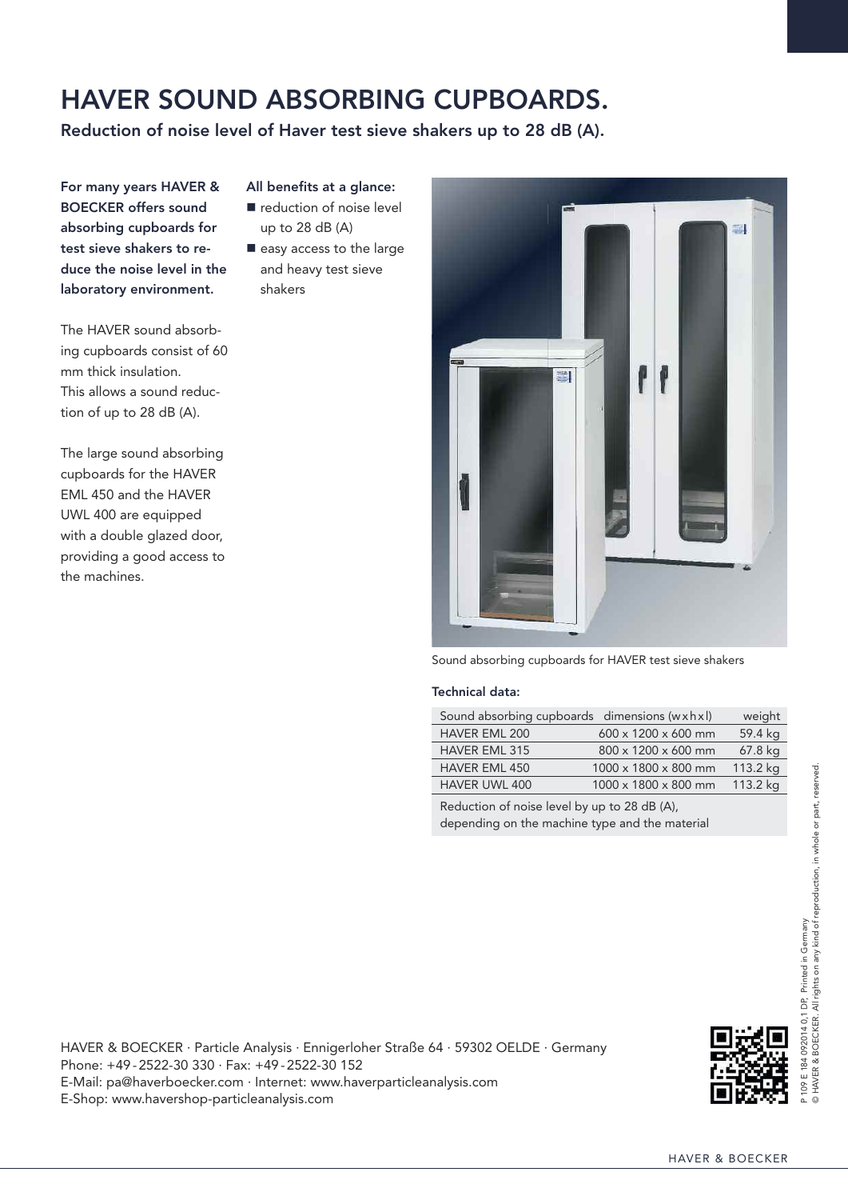# HAVER SOUND ABSORBING CUPBOARDS.

## Reduction of noise level of Haver test sieve shakers up to 28 dB (A).

**For many years HAVER & BOECKER offers sound absorbing cupboards for test sieve shakers to reduce the noise level in the laboratory environment.**

The HAVER sound absorbing cupboards consist of 60 mm thick insulation.
This allows a sound reduction of up to 28 dB (A).

The large sound absorbing cupboards for the HAVER EML 450 and the HAVER UWL 400 are equipped with a double glazed door, providing a good access to the machines.

**All benefits at a glance:**

- reduction of noise level up to 28 dB (A)
- easy access to the large and heavy test sieve shakers

Sound absorbing cupboards for HAVER test sieve shakers

**Technical data:**

| Sound absorbing cupboards | dimensions (w x h x l) | weight |
|---|---|---|
| HAVER EML 200 | 600 x 1200 x 600 mm | 59.4 kg |
| HAVER EML 315 | 800 x 1200 x 600 mm | 67.8 kg |
| HAVER EML 450 | 1000 x 1800 x 800 mm | 113.2 kg |
| HAVER UWL 400 | 1000 x 1800 x 800 mm | 113.2 kg |

Reduction of noise level by up to 28 dB (A), depending on the machine type and the material

HAVER & BOECKER · Particle Analysis · Ennigerloher Straße 64 · 59302 OELDE · Germany
Phone: +49 - 2522-30 330 · Fax: +49 - 2522-30 152
E-Mail: pa@haverboecker.com · Internet: www.haverparticleanalysis.com
E-Shop: www.havershop-particleanalysis.com

P 109 E 184 092014 0.1 DP, Printed in Germany
© HAVER & BOECKER. All rights on any kind of reproduction, in whole or part, reserved.